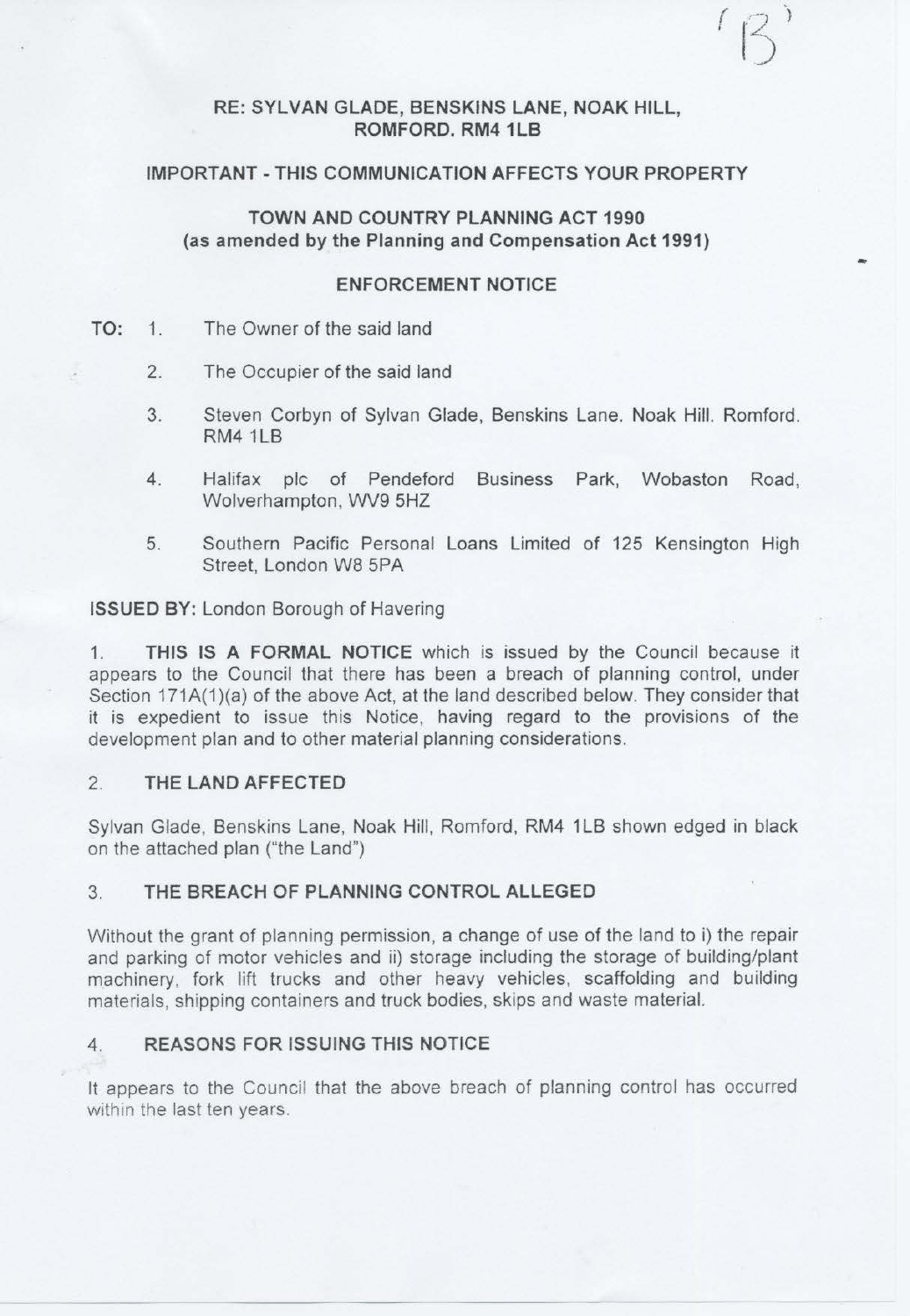'B'

**RE: SYLVAN GLADE, BENSKINS LANE, NOAK HILL, ROMFORD. RM4 1LB**

**IMPORTANT - THIS COMMUNICATION AFFECTS YOUR PROPERTY**

**TOWN AND COUNTRY PLANNING ACT 1990**
**(as amended by the Planning and Compensation Act 1991)**

**ENFORCEMENT NOTICE**

**TO:**

1. The Owner of the said land
2. The Occupier of the said land
3. Steven Corbyn of Sylvan Glade, Benskins Lane. Noak Hill. Romford. RM4 1LB
4. Halifax plc of Pendeford Business Park, Wobaston Road, Wolverhampton, WV9 5HZ
5. Southern Pacific Personal Loans Limited of 125 Kensington High Street, London W8 5PA

**ISSUED BY:** London Borough of Havering

1. **THIS IS A FORMAL NOTICE** which is issued by the Council because it appears to the Council that there has been a breach of planning control, under Section 171A(1)(a) of the above Act, at the land described below. They consider that it is expedient to issue this Notice, having regard to the provisions of the development plan and to other material planning considerations.

## 2. THE LAND AFFECTED

Sylvan Glade, Benskins Lane, Noak Hill, Romford, RM4 1LB shown edged in black on the attached plan ("the Land")

## 3. THE BREACH OF PLANNING CONTROL ALLEGED

Without the grant of planning permission, a change of use of the land to i) the repair and parking of motor vehicles and ii) storage including the storage of building/plant machinery, fork lift trucks and other heavy vehicles, scaffolding and building materials, shipping containers and truck bodies, skips and waste material.

## 4. REASONS FOR ISSUING THIS NOTICE

It appears to the Council that the above breach of planning control has occurred within the last ten years.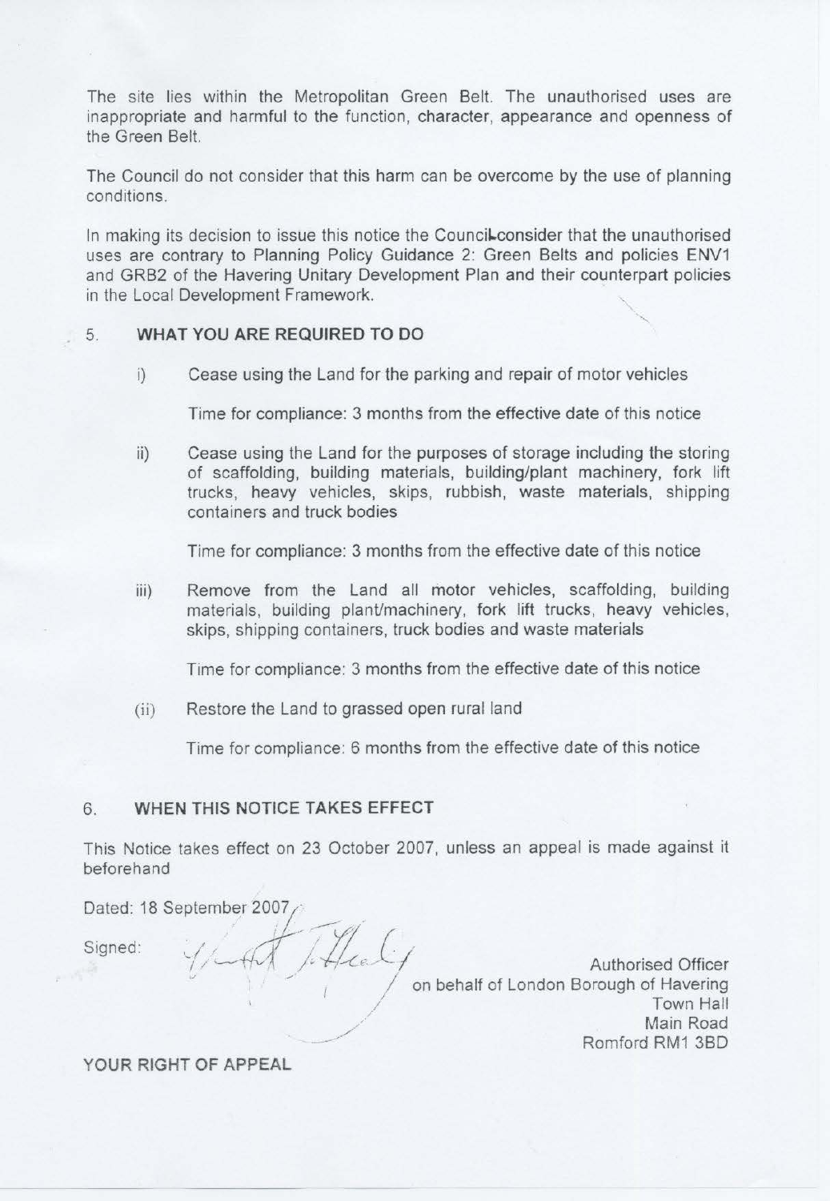The site lies within the Metropolitan Green Belt. The unauthorised uses are inappropriate and harmful to the function, character, appearance and openness of the Green Belt.

The Council do not consider that this harm can be overcome by the use of planning conditions.

In making its decision to issue this notice the Council consider that the unauthorised uses are contrary to Planning Policy Guidance 2: Green Belts and policies ENV1 and GRB2 of the Havering Unitary Development Plan and their counterpart policies in the Local Development Framework.

## 5. WHAT YOU ARE REQUIRED TO DO

i) Cease using the Land for the parking and repair of motor vehicles

Time for compliance: 3 months from the effective date of this notice

ii) Cease using the Land for the purposes of storage including the storing of scaffolding, building materials, building/plant machinery, fork lift trucks, heavy vehicles, skips, rubbish, waste materials, shipping containers and truck bodies

Time for compliance: 3 months from the effective date of this notice

iii) Remove from the Land all motor vehicles, scaffolding, building materials, building plant/machinery, fork lift trucks, heavy vehicles, skips, shipping containers, truck bodies and waste materials

Time for compliance: 3 months from the effective date of this notice

(ii) Restore the Land to grassed open rural land

Time for compliance: 6 months from the effective date of this notice

## 6. WHEN THIS NOTICE TAKES EFFECT

This Notice takes effect on 23 October 2007, unless an appeal is made against it beforehand

Dated: 18 September 2007

Signed:

Authorised Officer
on behalf of London Borough of Havering
Town Hall
Main Road
Romford RM1 3BD

**YOUR RIGHT OF APPEAL**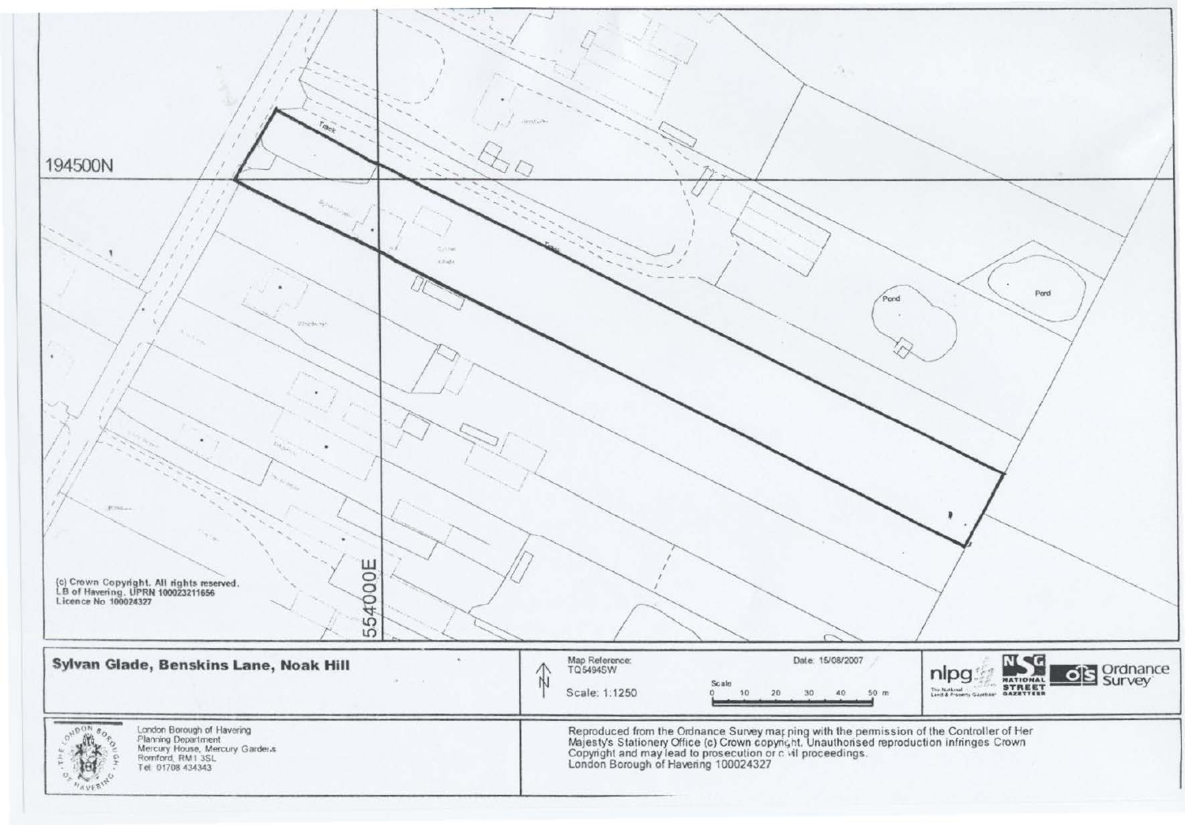194500N

554000E

Track

Pond

Pond

(c) Crown Copyright. All rights reserved.
LB of Havering. UPRN 100023211656
Licence No 100024327

**Sylvan Glade, Benskins Lane, Noak Hill**

Map Reference: TQ5494SW

Scale: 1:1250

Date: 15/08/2007

Scale 0 10 20 30 40 50 m

nlpg — The National Land & Property Gazetteer

NSG NATIONAL STREET GAZETTEER

OS Ordnance Survey

London Borough of Havering
Planning Department
Mercury House, Mercury Gardens
Romford, RM1 3SL
Tel: 01708 434343

Reproduced from the Ordnance Survey mapping with the permission of the Controller of Her Majesty's Stationery Office (c) Crown copyright. Unauthorised reproduction infringes Crown Copyright and may lead to prosecution or civil proceedings.
London Borough of Havering 100024327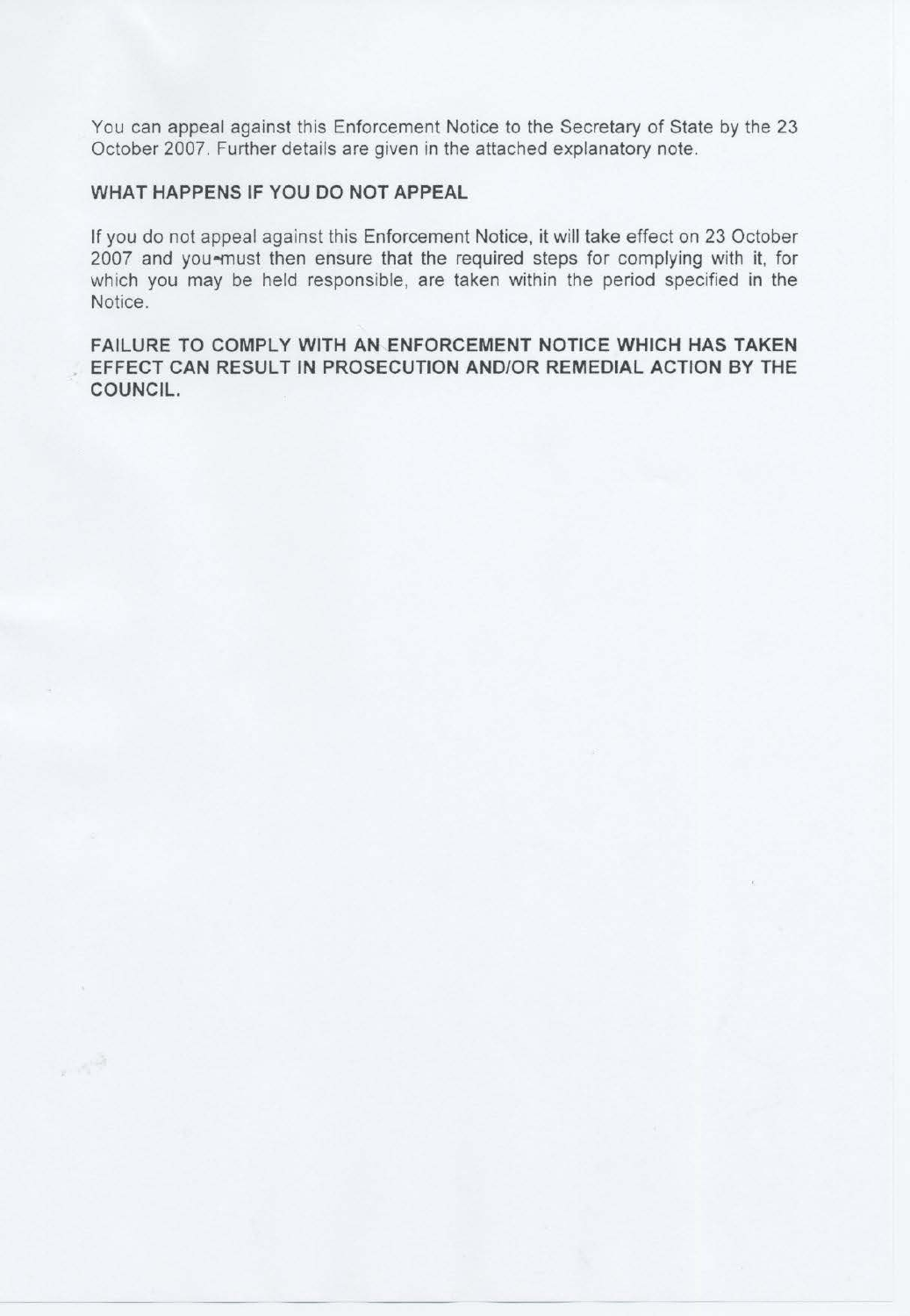You can appeal against this Enforcement Notice to the Secretary of State by the 23 October 2007. Further details are given in the attached explanatory note.

**WHAT HAPPENS IF YOU DO NOT APPEAL**

If you do not appeal against this Enforcement Notice, it will take effect on 23 October 2007 and you must then ensure that the required steps for complying with it, for which you may be held responsible, are taken within the period specified in the Notice.

**FAILURE TO COMPLY WITH AN ENFORCEMENT NOTICE WHICH HAS TAKEN EFFECT CAN RESULT IN PROSECUTION AND/OR REMEDIAL ACTION BY THE COUNCIL.**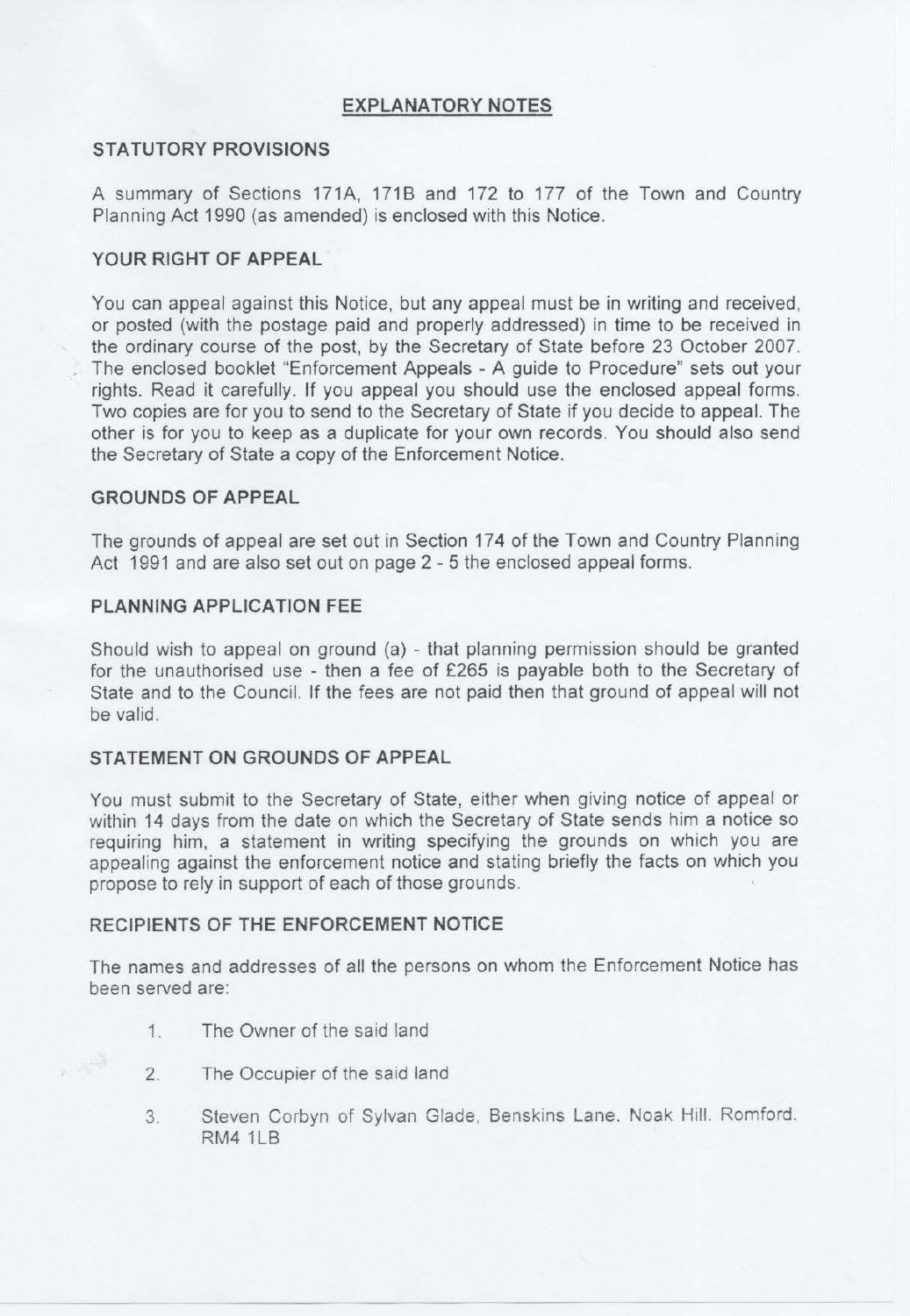# EXPLANATORY NOTES

## STATUTORY PROVISIONS

A summary of Sections 171A, 171B and 172 to 177 of the Town and Country Planning Act 1990 (as amended) is enclosed with this Notice.

## YOUR RIGHT OF APPEAL

You can appeal against this Notice, but any appeal must be in writing and received, or posted (with the postage paid and properly addressed) in time to be received in the ordinary course of the post, by the Secretary of State before 23 October 2007. The enclosed booklet "Enforcement Appeals - A guide to Procedure" sets out your rights. Read it carefully. If you appeal you should use the enclosed appeal forms. Two copies are for you to send to the Secretary of State if you decide to appeal. The other is for you to keep as a duplicate for your own records. You should also send the Secretary of State a copy of the Enforcement Notice.

## GROUNDS OF APPEAL

The grounds of appeal are set out in Section 174 of the Town and Country Planning Act 1991 and are also set out on page 2 - 5 the enclosed appeal forms.

## PLANNING APPLICATION FEE

Should wish to appeal on ground (a) - that planning permission should be granted for the unauthorised use - then a fee of £265 is payable both to the Secretary of State and to the Council. If the fees are not paid then that ground of appeal will not be valid.

## STATEMENT ON GROUNDS OF APPEAL

You must submit to the Secretary of State, either when giving notice of appeal or within 14 days from the date on which the Secretary of State sends him a notice so requiring him, a statement in writing specifying the grounds on which you are appealing against the enforcement notice and stating briefly the facts on which you propose to rely in support of each of those grounds.

## RECIPIENTS OF THE ENFORCEMENT NOTICE

The names and addresses of all the persons on whom the Enforcement Notice has been served are:

1. The Owner of the said land
2. The Occupier of the said land
3. Steven Corbyn of Sylvan Glade, Benskins Lane. Noak Hill. Romford. RM4 1LB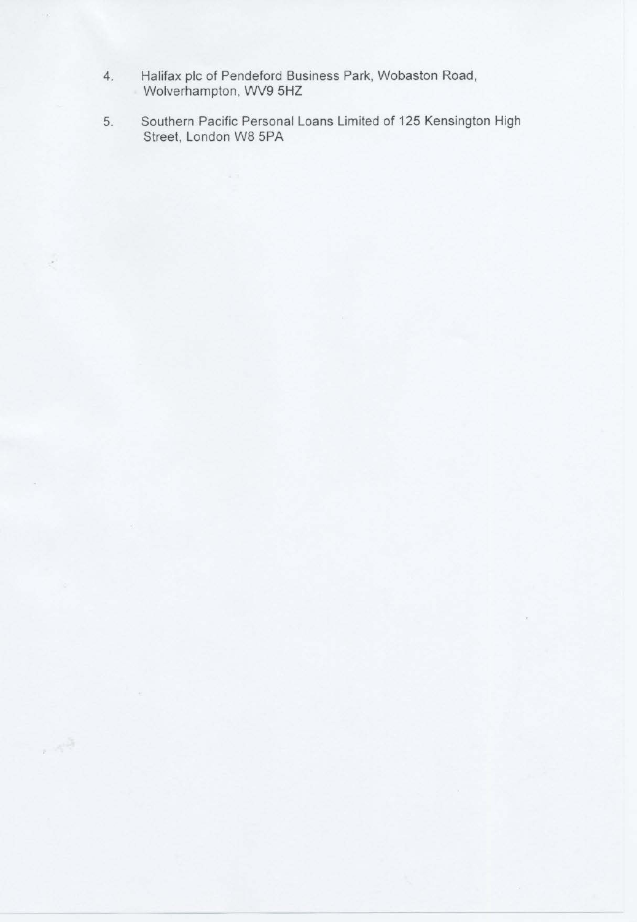4. Halifax plc of Pendeford Business Park, Wobaston Road, Wolverhampton, WV9 5HZ

5. Southern Pacific Personal Loans Limited of 125 Kensington High Street, London W8 5PA